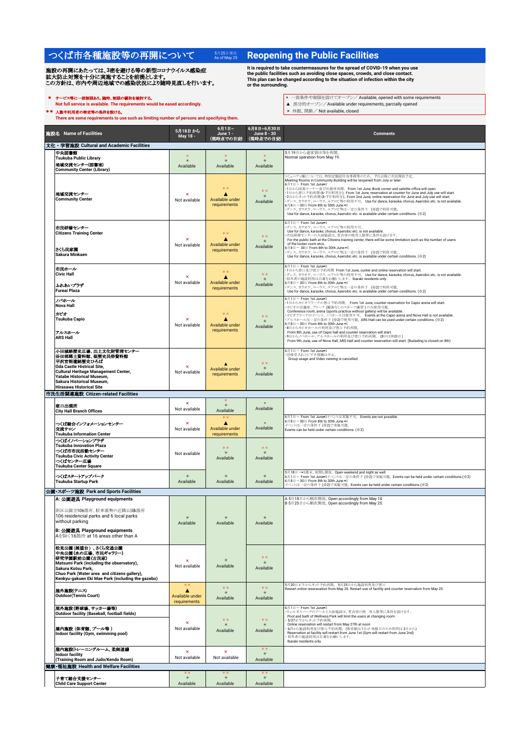# つくば市各種施設等の再開について

5月25日現在
As of May 25

# Reopening the Public Facilities

施設の再開にあたっては、3密を避ける等の新型コロナウイルス感染症拡大防止対策を十分に実施することを前提とします。
この方針は、市内や周辺地域での感染状況により随時見直しを行います。

It is required to take countermeasures for the spread of COVID-19 when you use the public facilities such as avoiding close spaces, crowds, and close contact.
This plan can be changed according to the situation of infection within the city or the surrounding.

＊　サービス等に一部制限あり。随時、制限の緩和を検討する。
Not full service is available. The requirements would be eased accordingly.

＊＊　人数や利用者の特定等の条件を設ける。
There are some requirements to use such as limiting number of persons and specifying them.

- ● 一部条件や制限を設けてオープン／ Available, opened with some requirements
- ▲ 部分的オープン／Available under requirements, partially opened
- × 休館、閉鎖／ Not available, closed

| 施設名　Name of Facilities | 5月18日 から May 18 - | 6月1日～ June 1 - (現時点での目安) | 6月8日～6月30日 June 8 - 30 (現時点での目安) | Comments |
|---|---|---|---|---|
| **文化・学習施設 Cultural and Academic Facilities** | | | | |
| 中央図書館 Tsukuba Public Library<br>地域交流センター(図書室) Community Center (Library) | ＊ ● Available | ＊ ● Available | ＊ ● Available | 5月19日から通常貸出等を再開。<br>Normal operation from May 19. |
| 地域交流センター Community Center | × Not available | ＊＊ ▲ Available under requirements | ＊＊ ● Available | コミュニティ棟については、特別定額給付金事務等のため、7月以降に市民開放予定。<br>Meeting Rooms in Community Building will be reopened from July or later<br>6月1日～ From 1st June※<br>・1日から図書コーナー及び出張所再開。From 1st June, Book corner and satellite office will open.<br>・1日から窓口予約再開(6・7月利用分)。From 1st June, reservation at counter for June and July use will start.<br>・2日からネット予約再開(6・7月利用分)。From 2nd June, online reservation for June and July use will start.<br>・ダンス、カラオケ、コーラス、エアロビ等の利用不可。Use for dance, karaoke, chorus, Aerobic etc. is not available.<br>6月8日～30日 From 8th to 30th June※<br>・ダンス、カラオケ、コーラス、エアロビ等は一定の条件下(※2)で利用可能。<br>Use for dance, karaoke, chorus, Aerobic etc. is available under certain conditions. (※2) |
| 市民研修センター Citizens Training Center<br>さくら民家園 Sakura Minkaen | × Not available | ＊＊ ▲ Available under requirements | ＊＊ ● Available | 6月1日～ From 1st June※<br>・ダンス、カラオケ、コーラス、エアロビ等の利用不可。<br>Use for dance, karaoke, chorus, Aerobic etc. is not available.<br>・市民研修センターの入浴施設は、更衣室の使用人数等に条件を設けます。<br>For the public bath at the Citizens training center, there will be some limitation such as the number of users of the locker room etcs.<br>6月8日～30日 From 8th to 30th June※<br>・ダンス、カラオケ、コーラス、エアロビ等は一定の条件下(※2)で利用可能。<br>Use for dance, karaoke, chorus, Aerobic etc. is available under certain conditions. (※2) |
| 市民ホール Civic Hall<br>ふれあいプラザ Fureai Plaza | × Not available | ＊＊ ▲ Available under requirements | ＊＊ ● Available | 6月1日～ From 1st June※<br>・1日から窓口及び窓口予約再開 From 1st June, cunter and online reservation will start.<br>・ダンス、カラオケ、コーラス、エアロビ等の利用不可。Use for dance, karaoke, chorus, Aerobic etc. is not available.<br>・県外者の施設利用は自粛をお願いします。Ibaraki residents only.<br>6月8日～30日 From 8th to 30th June※<br>・ダンス、カラオケ、コーラス、エアロビ等は一定の条件下(※2)で利用可能。<br>Use for dance, karaoke, chorus, Aerobic etc. is available under certain conditions. (※2) |
| ノバホール Nova Hall<br>カピオ Tsukuba Capio<br>アルスホール ARS Hall | × Not available | ＊＊ ▲ Available under requirements | ＊＊ ● Available | 6月1日～ From 1st June※<br>・1日からカピオアリーナの窓口予約再開。From 1st June, counter reservation for Capio arena will start.<br>・カピオの会議室、アリーナ(観客なしのスポーツ練習)のみ使用可能。<br>Conference room, arena (sports practice without gallery) will be available.<br>・カピオアリーナでのイベント、ノバホールは使用不可。Events at the Capio arena and Nova Hall is not available.<br>・アルスホールは一定の条件下(※2)で使用可能。ARS Hall can be used under certain conditions. (※2)<br>6月8日～30日 From 8th to 30th June※<br>・8日からカピオホールの利用及び窓口予約再開。<br>From 8th June, use of Capio hall and counter reservation will start.<br>・9日から、ノバホール、アルスホールの利用及び窓口予約再開。(8日は休館日)<br>From 9th June, use of Nova Hall, ARS Hall and counter reservation will start. (Buiilding is closed on 8th) |
| 小田城跡歴史広場、出土文化財管理センター<br>谷田部郷土資料館、桜歴史民俗資料館<br>平沢官衙遺跡歴史ひろば<br>Oda Castle Historical Site,<br>Cultural Heritage Management Center,<br>Yatabe Historical Museum,<br>Sakura Historical Museum,<br>Hirasawa Historical Site | × Not available | ▲ Available under requirements | ＊＊ ● Available | 6月1日～ From 1st June※<br>・団体受入れとビデオ視聴は中止。<br>Group usage and Video viewing is cancelled. |
| **市民生活関連施設 Citizen-related Facilities** | | | | |
| 窓口出張所 City Hall Branch Offices | × Not available | ＊ ● Available | ＊ Available | |
| つくば総合インフォメーションセンター<br>交流サロン<br>Tsukuba Information Center | × Not available | ＊＊ ▲ Available under requirements | ＊ Available | 6月1日～ From 1st June※イベントは実施不可。Events are not possible.<br>6月8日～30日 From 8th to 30th June※<br>イベントは一定の条件下(※2)で実施可能。<br>Events can be held under certain conditions. (※2) |
| つくばイノベーションプラザ Tsukuba Innovation Plaza<br>つくば市市民活動センター Tsukuba Civic Activity Center<br>つくばセンター広場 Tsukuba Center Square | Not available | ＊＊ ● Available | ＊＊ ● Available | |
| つくばスタートアップパーク Tsukuba Startup Park | ● Available | ● Available | ● Available | 5月18日～※週末、夜間も開放。Open weekend and night as well<br>6月1日～ From 1st June※イベントは一定の条件下(※2)で実施可能。Events can be held under certain conditions.(※2)<br>6月8日～30日 From 8th to 30th June※<br>イベントは一定の条件下(※2)で実施可能。Events can be held under certain conditions.(※2) |
| **公園・スポーツ施設 Park and Sports Facilities** | | | | |
| A: 公園遊具 Playground equipments<br>街区公園全106箇所、駐車場無の近隣公園6箇所<br>106 resicendial parks and 6 local parks without parking<br>B: 公園遊具 Playground equipments<br>Aを除く16箇所 at 16 areas other than A | ● Available | ● Available | ● Available | A 5月18日から順次開放。Open accordingly from May 18.<br>B 5月25日から順次開放。Open accordingly from May 25. |
| 松見公園(展望台)、さくら交通公園<br>中央公園(水の広場、市民ギャラリー)<br>研究学園駅前公園(古民家)<br>Matsumi Park (including the observatory),<br>Sakura Kotsu Park,<br>Chuo Park (Water area and citizens gallery),<br>Kenkyu-gakuen Eki Mae Park (including the gazebo) | × Not available | ● Available | ＊＊ ● Available | |
| 屋外施設(テニス) Outdoor(Tennis Court) | ＊＊ ▲ Available under requirements | ＊＊ ● Available | ＊＊ ● Available | 5月20日正午からネット予約再開。5月25日から施設利用及び窓口<br>Restart online reservation from May 20. Restart use of facility and counter reservation from May 25. |
| 屋外施設(野球場、サッカー場等) Outdoor facility (Baseball, football fields)<br>屋内施設 (体育館、プール等 ) Indoor facility (Gym, swimming pool) | × Not available | ＊＊ ● Available | ＊＊ ● Available | 6月1日～ From 1st June※<br>・ウェルネスパークのプールと入浴施設は、更衣室の使　用人数等に条件を設けます。<br>Pool and bath of Wellness Park will limit the users at changing room<br>・5/27正午からネット予約再開。<br>Online reservation will restart from May 27th at noon<br>・6/1から施設利用及び窓口予約再開。(体育館は1日が休館日のため利用は2日から)<br>Reservation at facility will restart from June 1st (Gym will restart from June 2nd)<br>・県外者の施設利用は自粛をお願いします。<br>Ibaraki residents only |
| 屋内施設(トレーニングルーム、柔剣道場) Indoor facility (Training Room and Judo/Kendo Room) | × Not available | × Not available | ＊＊ ● Available | |
| **健康・福祉施設 Health and Welfare Facilities** | | | | |
| 子育て総合支援センター Child Care Support Center | ＊＊ ● Available | ＊＊ ● Available | ＊＊ ● Available | |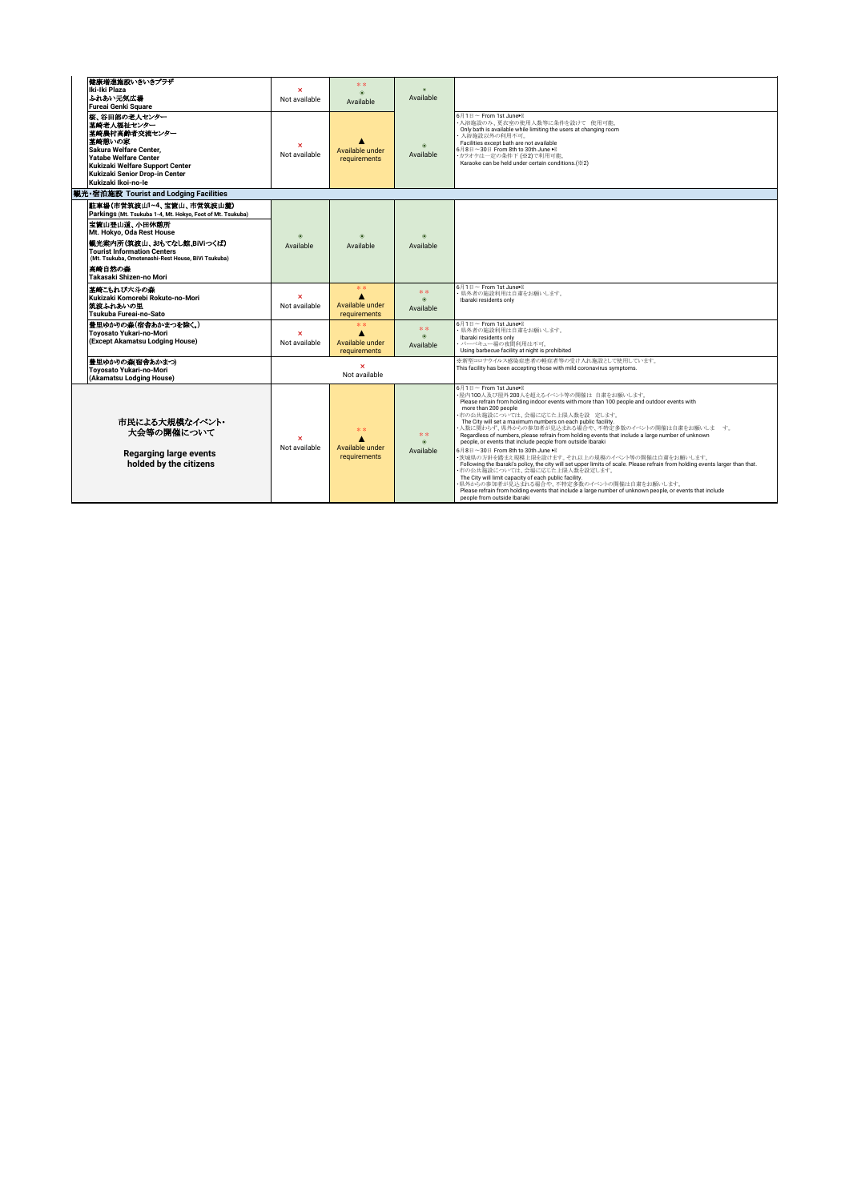| | | | | |
|---|---|---|---|---|
| 健康増進施設いきいきプラザ<br>Iki-Iki Plaza<br>ふれあい元気広場<br>Fureai Genki Square | ×<br>Not available | ＊＊<br>◎<br>Available | ＊<br>Available | |
| 桜、谷田部の老人センター<br>茎崎老人福祉センター<br>茎崎農村高齢者交流センター<br>茎崎憩いの家<br>Sakura Welfare Center,<br>Yatabe Welfare Center<br>Kukizaki Welfare Support Center<br>Kukizaki Senior Drop-in Center<br>Kukizaki Ikoi-no-Ie | ×<br>Not available | ▲<br>Available under requirements | ◎<br>Available | 6月1日～ From 1st June※<br>・入浴施設のみ、更衣室の使用人数等に条件を設けて　使用可能。<br>Only bath is available while limiting the users at changing room<br>・入浴施設以外の利用不可。<br>Facilities except bath are not available<br>6月8日～30日 From 8th to 30th June ※<br>・カラオケは一定の条件下（※2）で利用可能。<br>Karaoke can be held under certain conditions.(※2) |
| **観光・宿泊施設 Tourist and Lodging Facilities** | | | | |
| 駐車場（市営筑波山1～4、宝篋山、市営筑波山麓）<br>Parkings (Mt. Tsukuba 1-4, Mt. Hokyo, Foot of Mt. Tsukuba)<br>宝篋山登山道、小田休憩所<br>Mt. Hokyo, Oda Rest House<br>観光案内所（筑波山、おもてなし館,BiViつくば）<br>Tourist Information Centers<br>(Mt. Tsukuba, Omotenashi-Rest House, BiVi Tsukuba)<br>高崎自然の森<br>Takasaki Shizen-no Mori | ◎<br>Available | ◎<br>Available | ◎<br>Available | |
| 茎崎こもれび六斗の森<br>Kukizaki Komorebi Rokuto-no-Mori<br>筑波ふれあいの里<br>Tsukuba Fureai-no-Sato | ×<br>Not available | ＊＊<br>▲<br>Available under requirements | ＊＊<br>◎<br>Available | 6月1日～ From 1st June※<br>・県外者の施設利用は自粛をお願いします。<br>Ibaraki residents only |
| 豊里ゆかりの森（宿舎あかまつを除く。）<br>Toyosato Yukari-no-Mori<br>(Except Akamatsu Lodging House) | ×<br>Not available | ＊＊<br>▲<br>Available under requirements | ＊＊<br>◎<br>Available | 6月1日～ From 1st June※<br>・県外者の施設利用は自粛をお願いします。<br>Ibaraki residents only<br>・バーベキュー場の夜間利用は不可。<br>Using barbecue facility at night is prohibited |
| 豊里ゆかりの森(宿舎あかまつ)<br>Toyosato Yukari-no-Mori<br>(Akamatsu Lodging House) | ×<br>Not available | | | ※新型コロナウイルス感染症患者の軽症者等の受け入れ施設として使用しています。<br>This facility has been accepting those with mild coronavirus symptoms. |
| 市民による大規模なイベント・大会等の開催について<br>Regarging large events holded by the citizens | ×<br>Not available | ＊＊<br>▲<br>Available under requirements | ＊＊<br>◎<br>Available | 6月1日～ From 1st June※<br>・屋内100人及び屋外200人を超えるイベント等の開催は　自粛をお願いします。<br>Please refrain from holding indoor events with more than 100 people and outdoor events with more than 200 people<br>・市の公共施設については、会場に応じた上限人数を設　定します。<br>The City will set a maximum numbers on each public facility.<br>・人数に関わらず、県外からの参加者が見込まれる場合や、不特定多数のイベントの開催は自粛をお願いしま　す。<br>Regardless of numbers, please refrain from holding events that include a large number of unknown people, or events that include people from outside Ibaraki<br>6月8日～30日 From 8th to 30th June ※<br>・茨城県の方針を踏まえ規模上限を設けます。それ以上の規模のイベント等の開催は自粛をお願いします。<br>Following the Ibaraki's policy, the city will set upper limits of scale. Please refrain from holding events larger than that.<br>・市の公共施設については、会場に応じた上限人数を設定します。<br>The City will limit capacity of each public facility.<br>・県外からの参加者が見込まれる場合や、不特定多数のイベントの開催は自粛をお願いします。<br>Please refrain from holding events that include a large number of unknown people, or events that include people from outside Ibaraki |